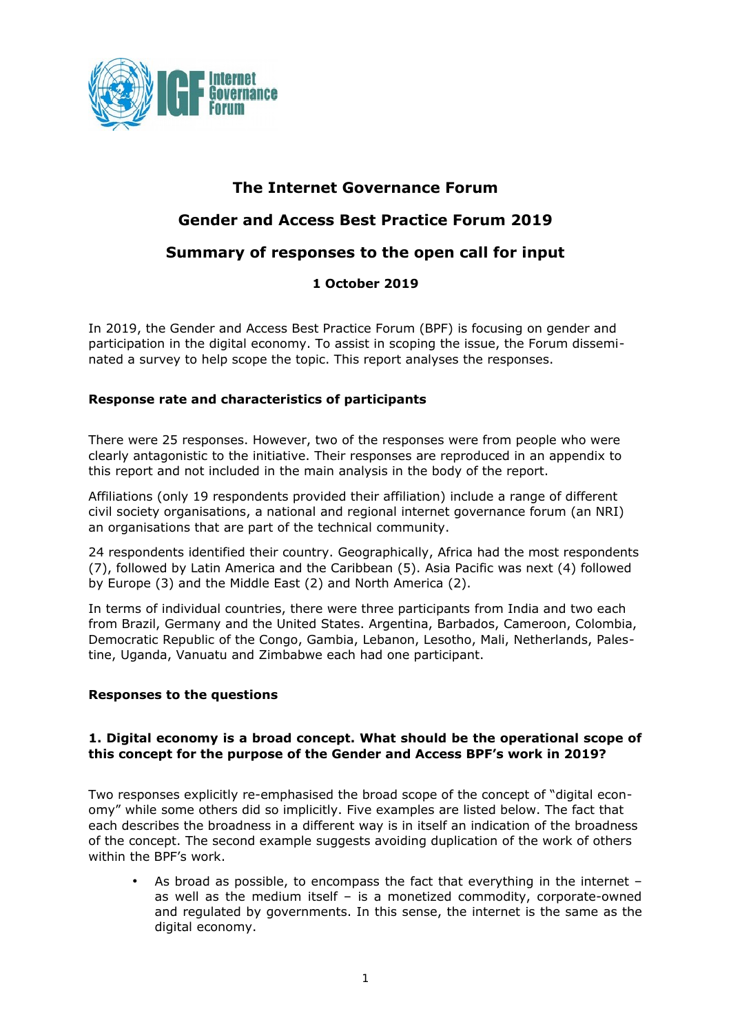# The Internet Governance Forum

## Gender and Access Best Practice Forum 2019

## Summary of responses to the open call for input

**1 October 2019**

In 2019, the Gender and Access Best Practice Forum (BPF) is focusing on gender and participation in the digital economy. To assist in scoping the issue, the Forum disseminated a survey to help scope the topic. This report analyses the responses.

### Response rate and characteristics of participants

There were 25 responses. However, two of the responses were from people who were clearly antagonistic to the initiative. Their responses are reproduced in an appendix to this report and not included in the main analysis in the body of the report.

Affiliations (only 19 respondents provided their affiliation) include a range of different civil society organisations, a national and regional internet governance forum (an NRI) an organisations that are part of the technical community.

24 respondents identified their country. Geographically, Africa had the most respondents (7), followed by Latin America and the Caribbean (5). Asia Pacific was next (4) followed by Europe (3) and the Middle East (2) and North America (2).

In terms of individual countries, there were three participants from India and two each from Brazil, Germany and the United States. Argentina, Barbados, Cameroon, Colombia, Democratic Republic of the Congo, Gambia, Lebanon, Lesotho, Mali, Netherlands, Palestine, Uganda, Vanuatu and Zimbabwe each had one participant.

### Responses to the questions

#### 1. Digital economy is a broad concept. What should be the operational scope of this concept for the purpose of the Gender and Access BPF's work in 2019?

Two responses explicitly re-emphasised the broad scope of the concept of "digital economy" while some others did so implicitly. Five examples are listed below. The fact that each describes the broadness in a different way is in itself an indication of the broadness of the concept. The second example suggests avoiding duplication of the work of others within the BPF's work.

- As broad as possible, to encompass the fact that everything in the internet – as well as the medium itself – is a monetized commodity, corporate-owned and regulated by governments. In this sense, the internet is the same as the digital economy.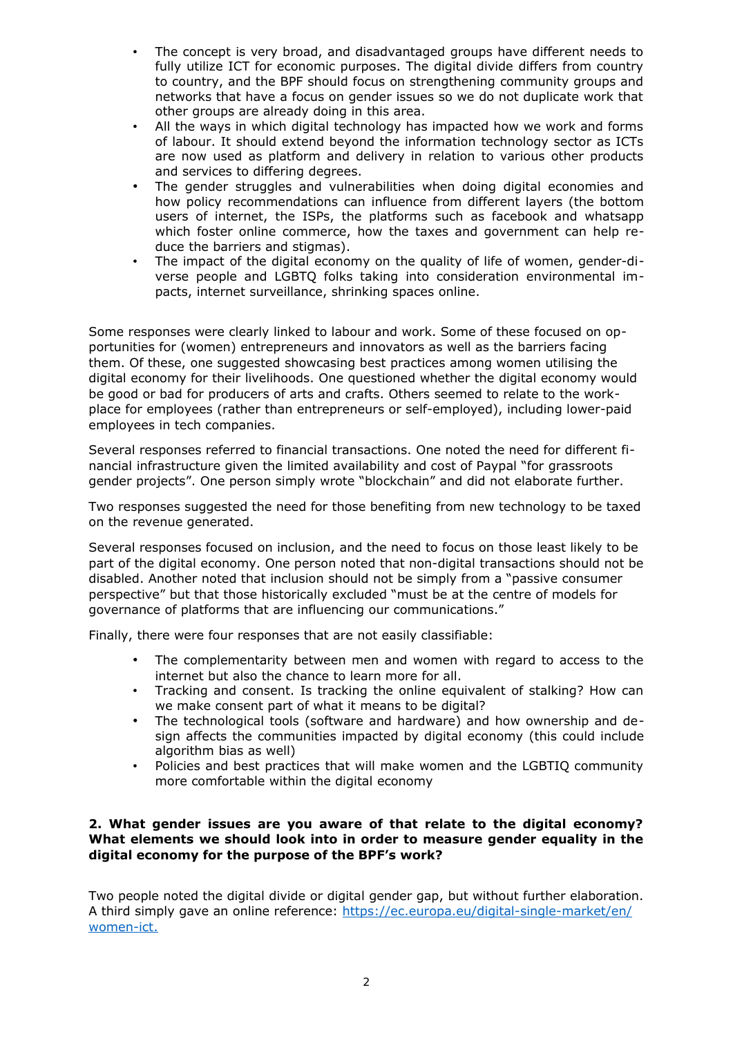- The concept is very broad, and disadvantaged groups have different needs to fully utilize ICT for economic purposes. The digital divide differs from country to country, and the BPF should focus on strengthening community groups and networks that have a focus on gender issues so we do not duplicate work that other groups are already doing in this area.
- All the ways in which digital technology has impacted how we work and forms of labour. It should extend beyond the information technology sector as ICTs are now used as platform and delivery in relation to various other products and services to differing degrees.
- The gender struggles and vulnerabilities when doing digital economies and how policy recommendations can influence from different layers (the bottom users of internet, the ISPs, the platforms such as facebook and whatsapp which foster online commerce, how the taxes and government can help reduce the barriers and stigmas).
- The impact of the digital economy on the quality of life of women, gender-diverse people and LGBTQ folks taking into consideration environmental impacts, internet surveillance, shrinking spaces online.

Some responses were clearly linked to labour and work. Some of these focused on opportunities for (women) entrepreneurs and innovators as well as the barriers facing them. Of these, one suggested showcasing best practices among women utilising the digital economy for their livelihoods. One questioned whether the digital economy would be good or bad for producers of arts and crafts. Others seemed to relate to the workplace for employees (rather than entrepreneurs or self-employed), including lower-paid employees in tech companies.

Several responses referred to financial transactions. One noted the need for different financial infrastructure given the limited availability and cost of Paypal "for grassroots gender projects". One person simply wrote "blockchain" and did not elaborate further.

Two responses suggested the need for those benefiting from new technology to be taxed on the revenue generated.

Several responses focused on inclusion, and the need to focus on those least likely to be part of the digital economy. One person noted that non-digital transactions should not be disabled. Another noted that inclusion should not be simply from a "passive consumer perspective" but that those historically excluded "must be at the centre of models for governance of platforms that are influencing our communications."

Finally, there were four responses that are not easily classifiable:

- The complementarity between men and women with regard to access to the internet but also the chance to learn more for all.
- Tracking and consent. Is tracking the online equivalent of stalking? How can we make consent part of what it means to be digital?
- The technological tools (software and hardware) and how ownership and design affects the communities impacted by digital economy (this could include algorithm bias as well)
- Policies and best practices that will make women and the LGBTIQ community more comfortable within the digital economy

**2. What gender issues are you aware of that relate to the digital economy? What elements we should look into in order to measure gender equality in the digital economy for the purpose of the BPF's work?**

Two people noted the digital divide or digital gender gap, but without further elaboration. A third simply gave an online reference: [https://ec.europa.eu/digital-single-market/en/women-ict.](https://ec.europa.eu/digital-single-market/en/women-ict)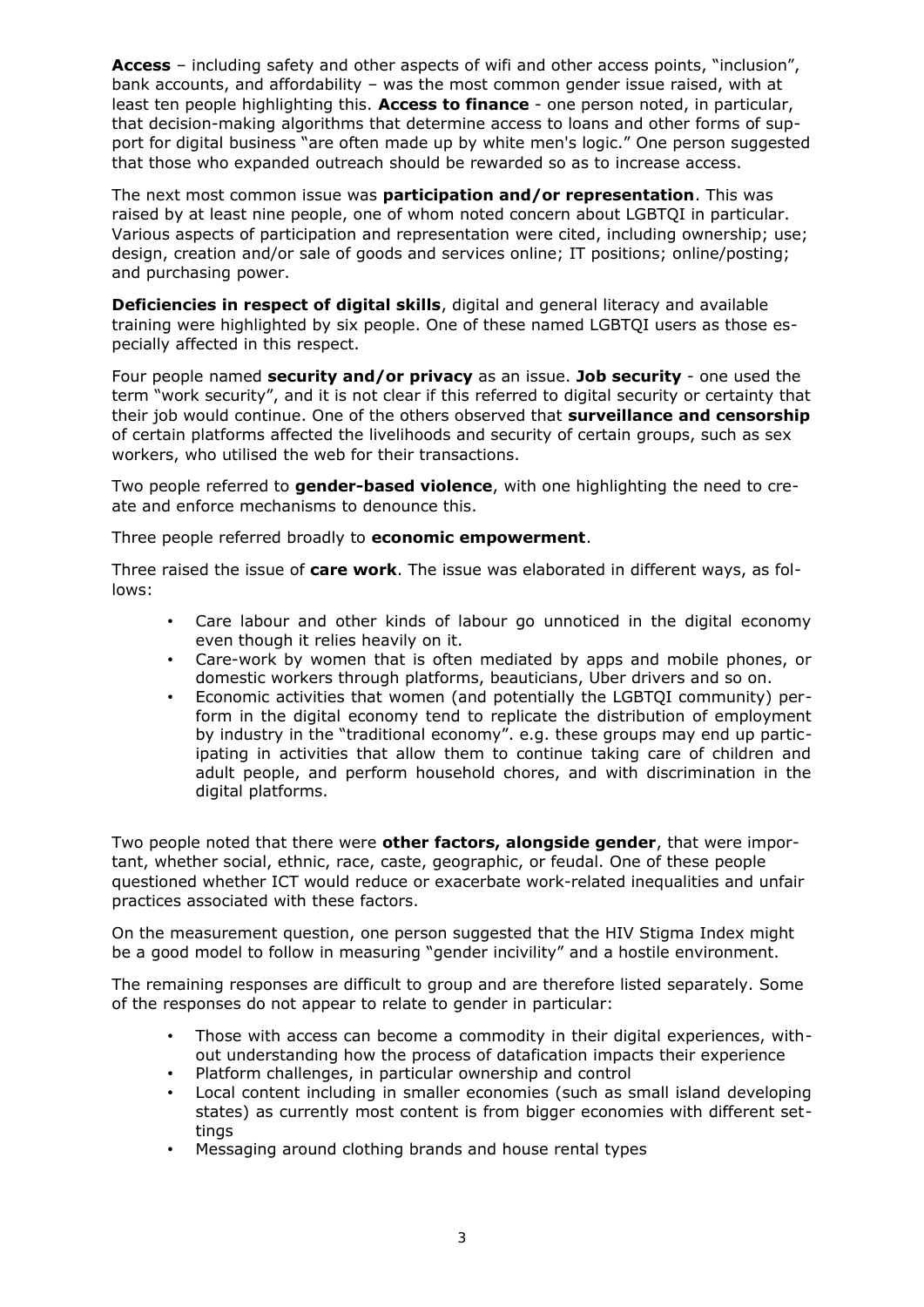**Access** – including safety and other aspects of wifi and other access points, "inclusion", bank accounts, and affordability – was the most common gender issue raised, with at least ten people highlighting this. **Access to finance** - one person noted, in particular, that decision-making algorithms that determine access to loans and other forms of support for digital business "are often made up by white men's logic." One person suggested that those who expanded outreach should be rewarded so as to increase access.

The next most common issue was **participation and/or representation**. This was raised by at least nine people, one of whom noted concern about LGBTQI in particular. Various aspects of participation and representation were cited, including ownership; use; design, creation and/or sale of goods and services online; IT positions; online/posting; and purchasing power.

**Deficiencies in respect of digital skills**, digital and general literacy and available training were highlighted by six people. One of these named LGBTQI users as those especially affected in this respect.

Four people named **security and/or privacy** as an issue. **Job security** - one used the term "work security", and it is not clear if this referred to digital security or certainty that their job would continue. One of the others observed that **surveillance and censorship** of certain platforms affected the livelihoods and security of certain groups, such as sex workers, who utilised the web for their transactions.

Two people referred to **gender-based violence**, with one highlighting the need to create and enforce mechanisms to denounce this.

Three people referred broadly to **economic empowerment**.

Three raised the issue of **care work**. The issue was elaborated in different ways, as follows:

- Care labour and other kinds of labour go unnoticed in the digital economy even though it relies heavily on it.
- Care-work by women that is often mediated by apps and mobile phones, or domestic workers through platforms, beauticians, Uber drivers and so on.
- Economic activities that women (and potentially the LGBTQI community) perform in the digital economy tend to replicate the distribution of employment by industry in the "traditional economy". e.g. these groups may end up participating in activities that allow them to continue taking care of children and adult people, and perform household chores, and with discrimination in the digital platforms.

Two people noted that there were **other factors, alongside gender**, that were important, whether social, ethnic, race, caste, geographic, or feudal. One of these people questioned whether ICT would reduce or exacerbate work-related inequalities and unfair practices associated with these factors.

On the measurement question, one person suggested that the HIV Stigma Index might be a good model to follow in measuring "gender incivility" and a hostile environment.

The remaining responses are difficult to group and are therefore listed separately. Some of the responses do not appear to relate to gender in particular:

- Those with access can become a commodity in their digital experiences, without understanding how the process of datafication impacts their experience
- Platform challenges, in particular ownership and control
- Local content including in smaller economies (such as small island developing states) as currently most content is from bigger economies with different settings
- Messaging around clothing brands and house rental types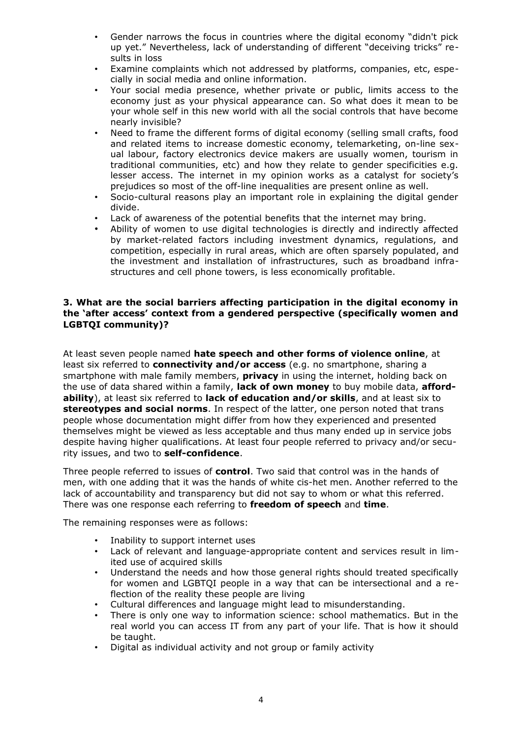- Gender narrows the focus in countries where the digital economy "didn't pick up yet." Nevertheless, lack of understanding of different "deceiving tricks" results in loss
- Examine complaints which not addressed by platforms, companies, etc, especially in social media and online information.
- Your social media presence, whether private or public, limits access to the economy just as your physical appearance can. So what does it mean to be your whole self in this new world with all the social controls that have become nearly invisible?
- Need to frame the different forms of digital economy (selling small crafts, food and related items to increase domestic economy, telemarketing, on-line sexual labour, factory electronics device makers are usually women, tourism in traditional communities, etc) and how they relate to gender specificities e.g. lesser access. The internet in my opinion works as a catalyst for society's prejudices so most of the off-line inequalities are present online as well.
- Socio-cultural reasons play an important role in explaining the digital gender divide.
- Lack of awareness of the potential benefits that the internet may bring.
- Ability of women to use digital technologies is directly and indirectly affected by market-related factors including investment dynamics, regulations, and competition, especially in rural areas, which are often sparsely populated, and the investment and installation of infrastructures, such as broadband infrastructures and cell phone towers, is less economically profitable.

### 3. What are the social barriers affecting participation in the digital economy in the 'after access' context from a gendered perspective (specifically women and LGBTQI community)?

At least seven people named **hate speech and other forms of violence online**, at least six referred to **connectivity and/or access** (e.g. no smartphone, sharing a smartphone with male family members, **privacy** in using the internet, holding back on the use of data shared within a family, **lack of own money** to buy mobile data, **affordability**), at least six referred to **lack of education and/or skills**, and at least six to **stereotypes and social norms**. In respect of the latter, one person noted that trans people whose documentation might differ from how they experienced and presented themselves might be viewed as less acceptable and thus many ended up in service jobs despite having higher qualifications. At least four people referred to privacy and/or security issues, and two to **self-confidence**.

Three people referred to issues of **control**. Two said that control was in the hands of men, with one adding that it was the hands of white cis-het men. Another referred to the lack of accountability and transparency but did not say to whom or what this referred. There was one response each referring to **freedom of speech** and **time**.

The remaining responses were as follows:

- Inability to support internet uses
- Lack of relevant and language-appropriate content and services result in limited use of acquired skills
- Understand the needs and how those general rights should treated specifically for women and LGBTQI people in a way that can be intersectional and a reflection of the reality these people are living
- Cultural differences and language might lead to misunderstanding.
- There is only one way to information science: school mathematics. But in the real world you can access IT from any part of your life. That is how it should be taught.
- Digital as individual activity and not group or family activity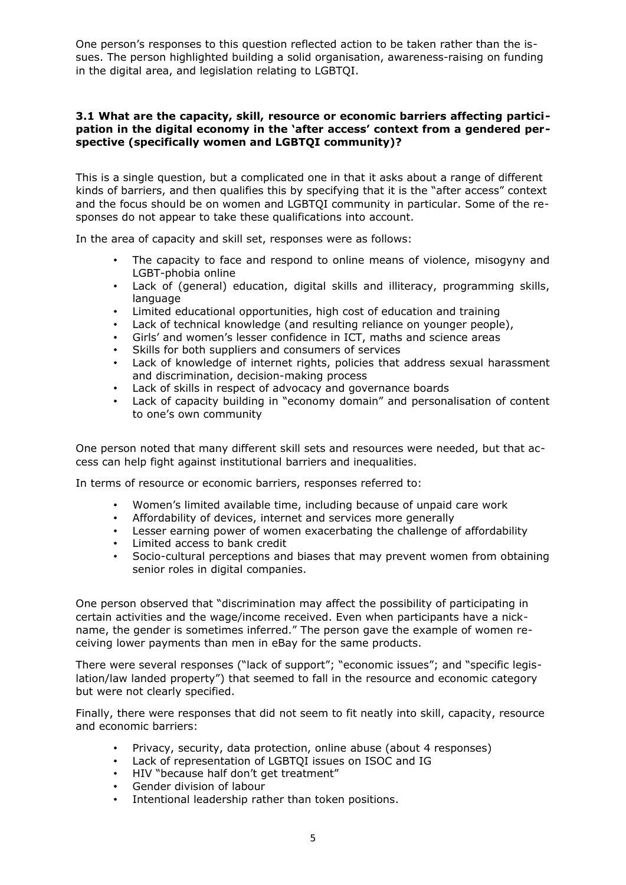One person's responses to this question reflected action to be taken rather than the issues. The person highlighted building a solid organisation, awareness-raising on funding in the digital area, and legislation relating to LGBTQI.

### 3.1 What are the capacity, skill, resource or economic barriers affecting participation in the digital economy in the 'after access' context from a gendered perspective (specifically women and LGBTQI community)?

This is a single question, but a complicated one in that it asks about a range of different kinds of barriers, and then qualifies this by specifying that it is the "after access" context and the focus should be on women and LGBTQI community in particular. Some of the responses do not appear to take these qualifications into account.

In the area of capacity and skill set, responses were as follows:

- The capacity to face and respond to online means of violence, misogyny and LGBT-phobia online
- Lack of (general) education, digital skills and illiteracy, programming skills, language
- Limited educational opportunities, high cost of education and training
- Lack of technical knowledge (and resulting reliance on younger people),
- Girls' and women's lesser confidence in ICT, maths and science areas
- Skills for both suppliers and consumers of services
- Lack of knowledge of internet rights, policies that address sexual harassment and discrimination, decision-making process
- Lack of skills in respect of advocacy and governance boards
- Lack of capacity building in "economy domain" and personalisation of content to one's own community

One person noted that many different skill sets and resources were needed, but that access can help fight against institutional barriers and inequalities.

In terms of resource or economic barriers, responses referred to:

- Women's limited available time, including because of unpaid care work
- Affordability of devices, internet and services more generally
- Lesser earning power of women exacerbating the challenge of affordability
- Limited access to bank credit
- Socio-cultural perceptions and biases that may prevent women from obtaining senior roles in digital companies.

One person observed that "discrimination may affect the possibility of participating in certain activities and the wage/income received. Even when participants have a nickname, the gender is sometimes inferred." The person gave the example of women receiving lower payments than men in eBay for the same products.

There were several responses ("lack of support"; "economic issues"; and "specific legislation/law landed property") that seemed to fall in the resource and economic category but were not clearly specified.

Finally, there were responses that did not seem to fit neatly into skill, capacity, resource and economic barriers:

- Privacy, security, data protection, online abuse (about 4 responses)
- Lack of representation of LGBTQI issues on ISOC and IG
- HIV "because half don't get treatment"
- Gender division of labour
- Intentional leadership rather than token positions.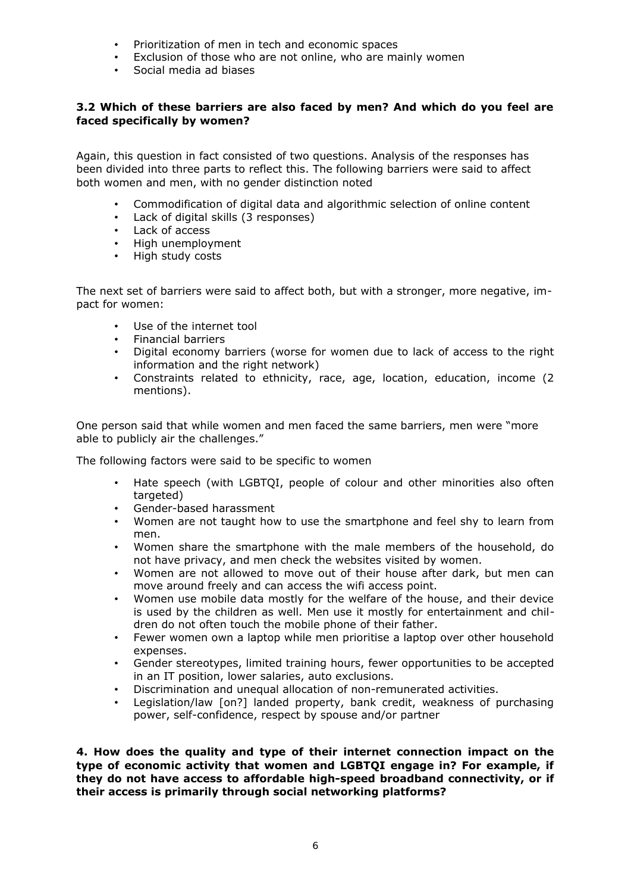- Prioritization of men in tech and economic spaces
- Exclusion of those who are not online, who are mainly women
- Social media ad biases

### 3.2 Which of these barriers are also faced by men? And which do you feel are faced specifically by women?

Again, this question in fact consisted of two questions. Analysis of the responses has been divided into three parts to reflect this. The following barriers were said to affect both women and men, with no gender distinction noted

- Commodification of digital data and algorithmic selection of online content
- Lack of digital skills (3 responses)
- Lack of access
- High unemployment
- High study costs

The next set of barriers were said to affect both, but with a stronger, more negative, impact for women:

- Use of the internet tool
- Financial barriers
- Digital economy barriers (worse for women due to lack of access to the right information and the right network)
- Constraints related to ethnicity, race, age, location, education, income (2 mentions).

One person said that while women and men faced the same barriers, men were "more able to publicly air the challenges."

The following factors were said to be specific to women

- Hate speech (with LGBTQI, people of colour and other minorities also often targeted)
- Gender-based harassment
- Women are not taught how to use the smartphone and feel shy to learn from men.
- Women share the smartphone with the male members of the household, do not have privacy, and men check the websites visited by women.
- Women are not allowed to move out of their house after dark, but men can move around freely and can access the wifi access point.
- Women use mobile data mostly for the welfare of the house, and their device is used by the children as well. Men use it mostly for entertainment and children do not often touch the mobile phone of their father.
- Fewer women own a laptop while men prioritise a laptop over other household expenses.
- Gender stereotypes, limited training hours, fewer opportunities to be accepted in an IT position, lower salaries, auto exclusions.
- Discrimination and unequal allocation of non-remunerated activities.
- Legislation/law [on?] landed property, bank credit, weakness of purchasing power, self-confidence, respect by spouse and/or partner

### 4. How does the quality and type of their internet connection impact on the type of economic activity that women and LGBTQI engage in? For example, if they do not have access to affordable high-speed broadband connectivity, or if their access is primarily through social networking platforms?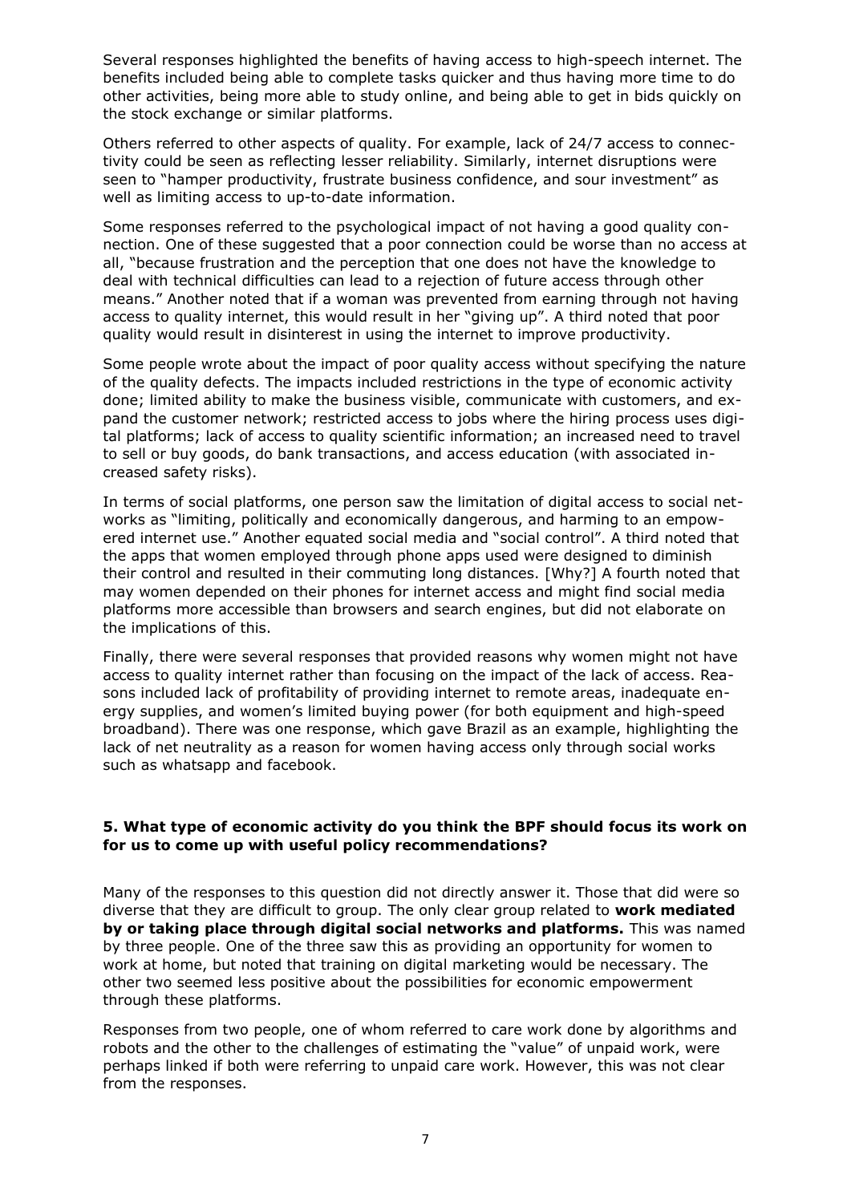Several responses highlighted the benefits of having access to high-speech internet. The benefits included being able to complete tasks quicker and thus having more time to do other activities, being more able to study online, and being able to get in bids quickly on the stock exchange or similar platforms.

Others referred to other aspects of quality. For example, lack of 24/7 access to connectivity could be seen as reflecting lesser reliability. Similarly, internet disruptions were seen to "hamper productivity, frustrate business confidence, and sour investment" as well as limiting access to up-to-date information.

Some responses referred to the psychological impact of not having a good quality connection. One of these suggested that a poor connection could be worse than no access at all, "because frustration and the perception that one does not have the knowledge to deal with technical difficulties can lead to a rejection of future access through other means." Another noted that if a woman was prevented from earning through not having access to quality internet, this would result in her "giving up". A third noted that poor quality would result in disinterest in using the internet to improve productivity.

Some people wrote about the impact of poor quality access without specifying the nature of the quality defects. The impacts included restrictions in the type of economic activity done; limited ability to make the business visible, communicate with customers, and expand the customer network; restricted access to jobs where the hiring process uses digital platforms; lack of access to quality scientific information; an increased need to travel to sell or buy goods, do bank transactions, and access education (with associated increased safety risks).

In terms of social platforms, one person saw the limitation of digital access to social networks as "limiting, politically and economically dangerous, and harming to an empowered internet use." Another equated social media and "social control". A third noted that the apps that women employed through phone apps used were designed to diminish their control and resulted in their commuting long distances. [Why?] A fourth noted that may women depended on their phones for internet access and might find social media platforms more accessible than browsers and search engines, but did not elaborate on the implications of this.

Finally, there were several responses that provided reasons why women might not have access to quality internet rather than focusing on the impact of the lack of access. Reasons included lack of profitability of providing internet to remote areas, inadequate energy supplies, and women's limited buying power (for both equipment and high-speed broadband). There was one response, which gave Brazil as an example, highlighting the lack of net neutrality as a reason for women having access only through social works such as whatsapp and facebook.

**5. What type of economic activity do you think the BPF should focus its work on for us to come up with useful policy recommendations?**

Many of the responses to this question did not directly answer it. Those that did were so diverse that they are difficult to group. The only clear group related to **work mediated by or taking place through digital social networks and platforms.** This was named by three people. One of the three saw this as providing an opportunity for women to work at home, but noted that training on digital marketing would be necessary. The other two seemed less positive about the possibilities for economic empowerment through these platforms.

Responses from two people, one of whom referred to care work done by algorithms and robots and the other to the challenges of estimating the "value" of unpaid work, were perhaps linked if both were referring to unpaid care work. However, this was not clear from the responses.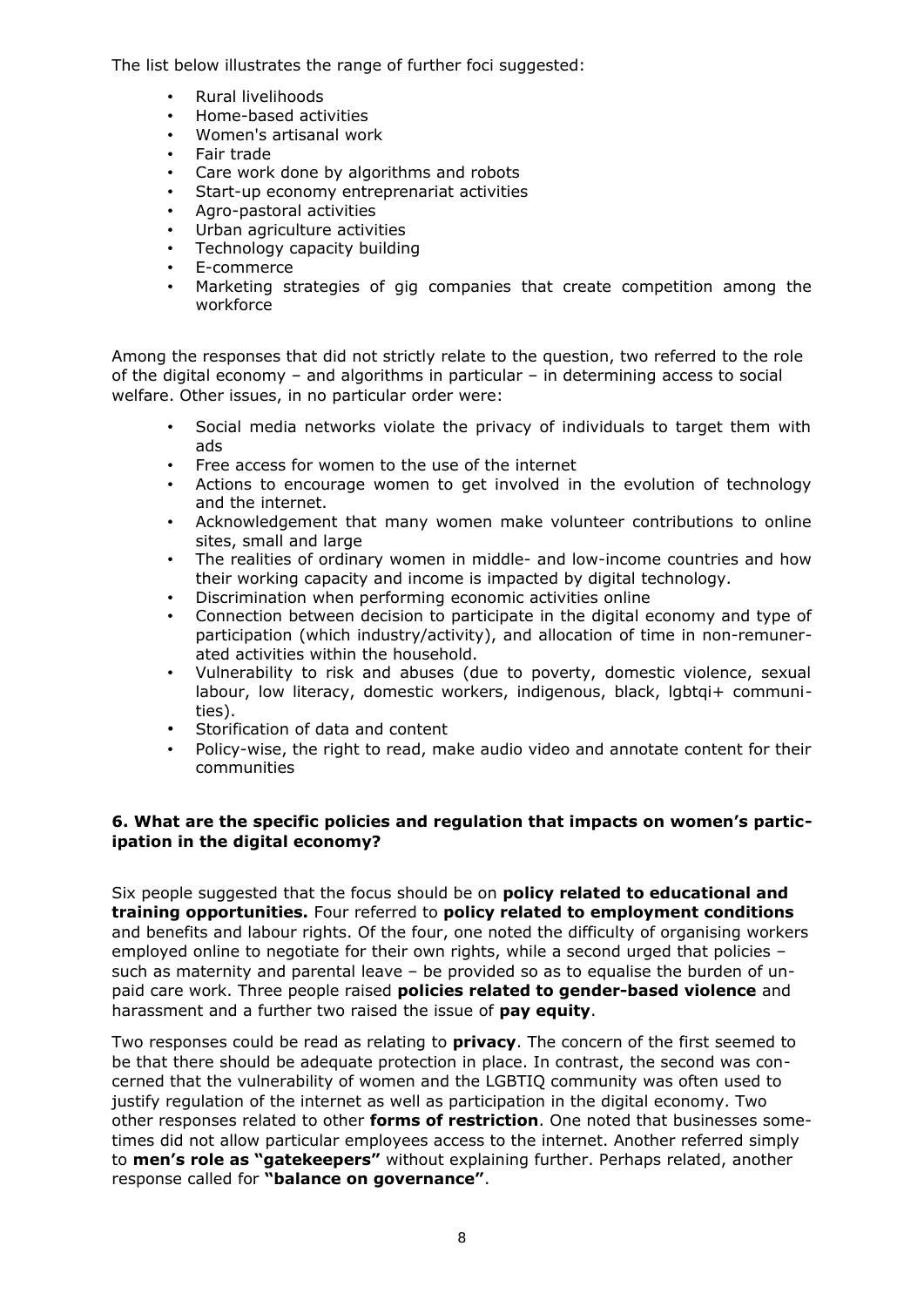The list below illustrates the range of further foci suggested:

- Rural livelihoods
- Home-based activities
- Women's artisanal work
- Fair trade
- Care work done by algorithms and robots
- Start-up economy entreprenariat activities
- Agro-pastoral activities
- Urban agriculture activities
- Technology capacity building
- E-commerce
- Marketing strategies of gig companies that create competition among the workforce

Among the responses that did not strictly relate to the question, two referred to the role of the digital economy – and algorithms in particular – in determining access to social welfare. Other issues, in no particular order were:

- Social media networks violate the privacy of individuals to target them with ads
- Free access for women to the use of the internet
- Actions to encourage women to get involved in the evolution of technology and the internet.
- Acknowledgement that many women make volunteer contributions to online sites, small and large
- The realities of ordinary women in middle- and low-income countries and how their working capacity and income is impacted by digital technology.
- Discrimination when performing economic activities online
- Connection between decision to participate in the digital economy and type of participation (which industry/activity), and allocation of time in non-remunerated activities within the household.
- Vulnerability to risk and abuses (due to poverty, domestic violence, sexual labour, low literacy, domestic workers, indigenous, black, lgbtqi+ communities).
- Storification of data and content
- Policy-wise, the right to read, make audio video and annotate content for their communities

### 6. What are the specific policies and regulation that impacts on women's participation in the digital economy?

Six people suggested that the focus should be on **policy related to educational and training opportunities.** Four referred to **policy related to employment conditions** and benefits and labour rights. Of the four, one noted the difficulty of organising workers employed online to negotiate for their own rights, while a second urged that policies – such as maternity and parental leave – be provided so as to equalise the burden of unpaid care work. Three people raised **policies related to gender-based violence** and harassment and a further two raised the issue of **pay equity**.

Two responses could be read as relating to **privacy**. The concern of the first seemed to be that there should be adequate protection in place. In contrast, the second was concerned that the vulnerability of women and the LGBTIQ community was often used to justify regulation of the internet as well as participation in the digital economy. Two other responses related to other **forms of restriction**. One noted that businesses sometimes did not allow particular employees access to the internet. Another referred simply to **men's role as "gatekeepers"** without explaining further. Perhaps related, another response called for **"balance on governance"**.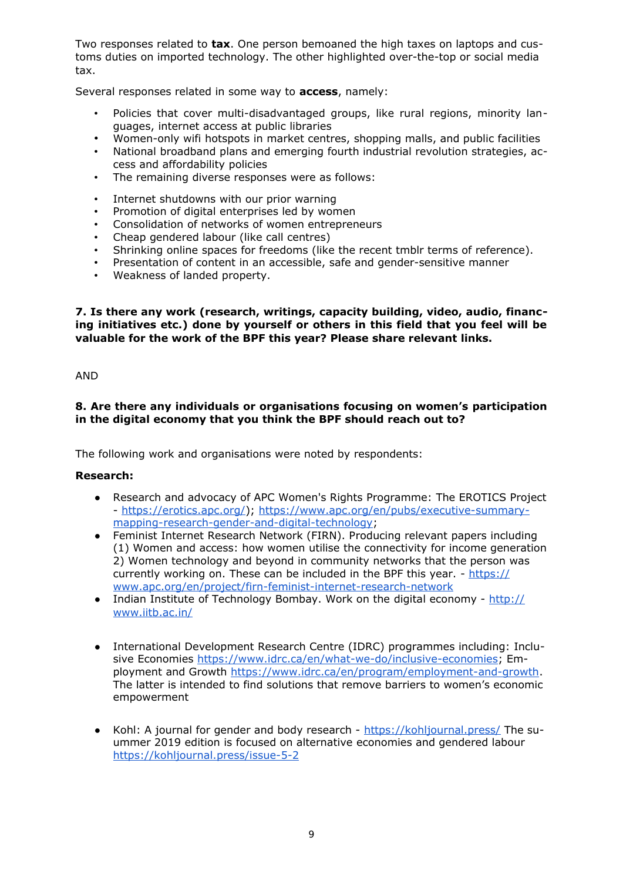Two responses related to **tax**. One person bemoaned the high taxes on laptops and customs duties on imported technology. The other highlighted over-the-top or social media tax.

Several responses related in some way to **access**, namely:

- Policies that cover multi-disadvantaged groups, like rural regions, minority languages, internet access at public libraries
- Women-only wifi hotspots in market centres, shopping malls, and public facilities
- National broadband plans and emerging fourth industrial revolution strategies, access and affordability policies
- The remaining diverse responses were as follows:

- Internet shutdowns with our prior warning
- Promotion of digital enterprises led by women
- Consolidation of networks of women entrepreneurs
- Cheap gendered labour (like call centres)
- Shrinking online spaces for freedoms (like the recent tmblr terms of reference).
- Presentation of content in an accessible, safe and gender-sensitive manner
- Weakness of landed property.

**7. Is there any work (research, writings, capacity building, video, audio, financing initiatives etc.) done by yourself or others in this field that you feel will be valuable for the work of the BPF this year? Please share relevant links.**

AND

**8. Are there any individuals or organisations focusing on women's participation in the digital economy that you think the BPF should reach out to?**

The following work and organisations were noted by respondents:

**Research:**

- Research and advocacy of APC Women's Rights Programme: The EROTICS Project - https://erotics.apc.org/); https://www.apc.org/en/pubs/executive-summary-mapping-research-gender-and-digital-technology;
- Feminist Internet Research Network (FIRN). Producing relevant papers including (1) Women and access: how women utilise the connectivity for income generation 2) Women technology and beyond in community networks that the person was currently working on. These can be included in the BPF this year. - https://www.apc.org/en/project/firn-feminist-internet-research-network
- Indian Institute of Technology Bombay. Work on the digital economy - http://www.iitb.ac.in/
- International Development Research Centre (IDRC) programmes including: Inclusive Economies https://www.idrc.ca/en/what-we-do/inclusive-economies; Employment and Growth https://www.idrc.ca/en/program/employment-and-growth. The latter is intended to find solutions that remove barriers to women's economic empowerment
- Kohl: A journal for gender and body research - https://kohljournal.press/ The suummer 2019 edition is focused on alternative economies and gendered labour https://kohljournal.press/issue-5-2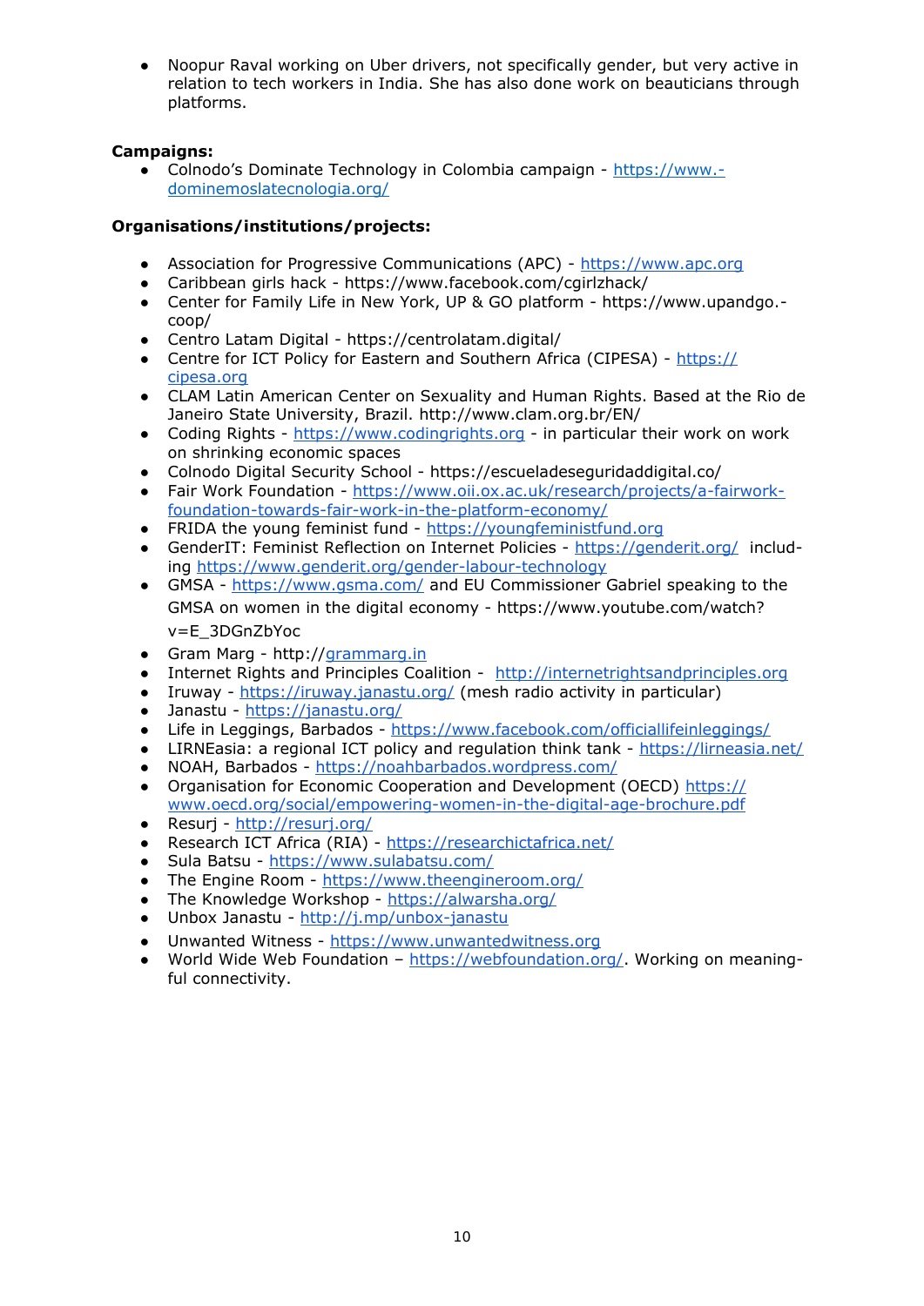- Noopur Raval working on Uber drivers, not specifically gender, but very active in relation to tech workers in India. She has also done work on beauticians through platforms.

**Campaigns:**

- Colnodo's Dominate Technology in Colombia campaign - https://www.dominemoslatecnologia.org/

**Organisations/institutions/projects:**

- Association for Progressive Communications (APC) - https://www.apc.org
- Caribbean girls hack - https://www.facebook.com/cgirlzhack/
- Center for Family Life in New York, UP & GO platform - https://www.upandgo.coop/
- Centro Latam Digital - https://centrolatam.digital/
- Centre for ICT Policy for Eastern and Southern Africa (CIPESA) - https://cipesa.org
- CLAM Latin American Center on Sexuality and Human Rights. Based at the Rio de Janeiro State University, Brazil. http://www.clam.org.br/EN/
- Coding Rights - https://www.codingrights.org - in particular their work on work on shrinking economic spaces
- Colnodo Digital Security School - https://escueladeseguridaddigital.co/
- Fair Work Foundation - https://www.oii.ox.ac.uk/research/projects/a-fairwork-foundation-towards-fair-work-in-the-platform-economy/
- FRIDA the young feminist fund - https://youngfeministfund.org
- GenderIT: Feminist Reflection on Internet Policies - https://genderit.org/ including https://www.genderit.org/gender-labour-technology
- GMSA - https://www.gsma.com/ and EU Commissioner Gabriel speaking to the GMSA on women in the digital economy - https://www.youtube.com/watch?v=E_3DGnZbYoc
- Gram Marg - http://grammarg.in
- Internet Rights and Principles Coalition - http://internetrightsandprinciples.org
- Iruway - https://iruway.janastu.org/ (mesh radio activity in particular)
- Janastu - https://janastu.org/
- Life in Leggings, Barbados - https://www.facebook.com/officiallifeinleggings/
- LIRNEasia: a regional ICT policy and regulation think tank - https://lirneasia.net/
- NOAH, Barbados - https://noahbarbados.wordpress.com/
- Organisation for Economic Cooperation and Development (OECD) https://www.oecd.org/social/empowering-women-in-the-digital-age-brochure.pdf
- Resurj - http://resurj.org/
- Research ICT Africa (RIA) - https://researchictafrica.net/
- Sula Batsu - https://www.sulabatsu.com/
- The Engine Room - https://www.theengineroom.org/
- The Knowledge Workshop - https://alwarsha.org/
- Unbox Janastu - http://j.mp/unbox-janastu
- Unwanted Witness - https://www.unwantedwitness.org
- World Wide Web Foundation – https://webfoundation.org/. Working on meaningful connectivity.